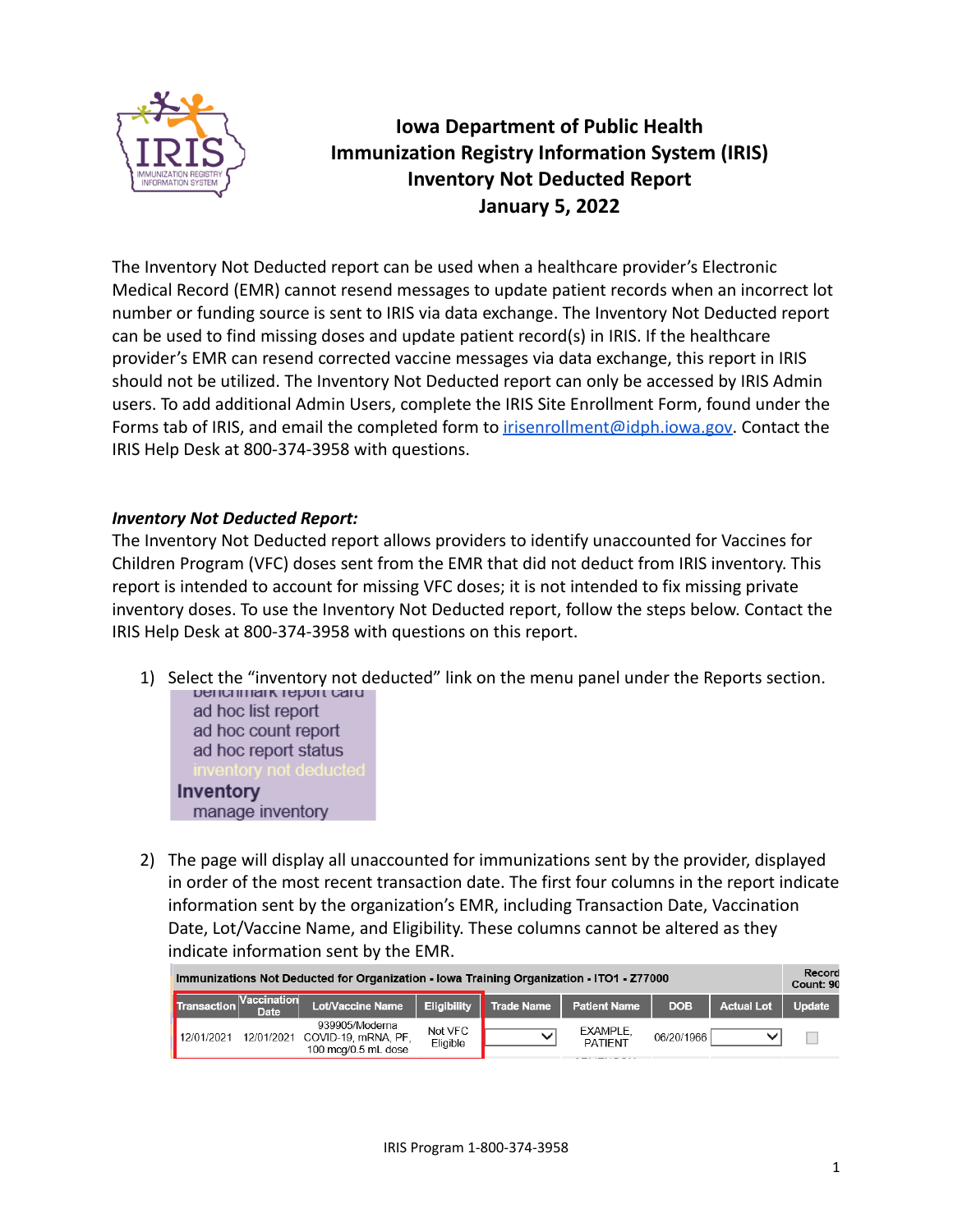# Iowa Department of Public Health
# Immunization Registry Information System (IRIS)
# Inventory Not Deducted Report
# January 5, 2022

The Inventory Not Deducted report can be used when a healthcare provider's Electronic Medical Record (EMR) cannot resend messages to update patient records when an incorrect lot number or funding source is sent to IRIS via data exchange. The Inventory Not Deducted report can be used to find missing doses and update patient record(s) in IRIS. If the healthcare provider's EMR can resend corrected vaccine messages via data exchange, this report in IRIS should not be utilized. The Inventory Not Deducted report can only be accessed by IRIS Admin users. To add additional Admin Users, complete the IRIS Site Enrollment Form, found under the Forms tab of IRIS, and email the completed form to irisenrollment@idph.iowa.gov. Contact the IRIS Help Desk at 800-374-3958 with questions.

***Inventory Not Deducted Report:***

The Inventory Not Deducted report allows providers to identify unaccounted for Vaccines for Children Program (VFC) doses sent from the EMR that did not deduct from IRIS inventory. This report is intended to account for missing VFC doses; it is not intended to fix missing private inventory doses. To use the Inventory Not Deducted report, follow the steps below. Contact the IRIS Help Desk at 800-374-3958 with questions on this report.

1) Select the "inventory not deducted" link on the menu panel under the Reports section.

   benchmark report card
   ad hoc list report
   ad hoc count report
   ad hoc report status
   inventory not deducted
   **Inventory**
   manage inventory

2) The page will display all unaccounted for immunizations sent by the provider, displayed in order of the most recent transaction date. The first four columns in the report indicate information sent by the organization's EMR, including Transaction Date, Vaccination Date, Lot/Vaccine Name, and Eligibility. These columns cannot be altered as they indicate information sent by the EMR.

**Immunizations Not Deducted for Organization - Iowa Training Organization - ITO1 - Z77000** — Record Count: 90

| Transaction | Vaccination Date | Lot/Vaccine Name | Eligibility | Trade Name | Patient Name | DOB | Actual Lot | Update |
|---|---|---|---|---|---|---|---|---|
| 12/01/2021 | 12/01/2021 | 939905/Moderna COVID-19, mRNA, PF, 100 mcg/0.5 mL dose | Not VFC Eligible | | EXAMPLE, PATIENT | 06/20/1966 | | |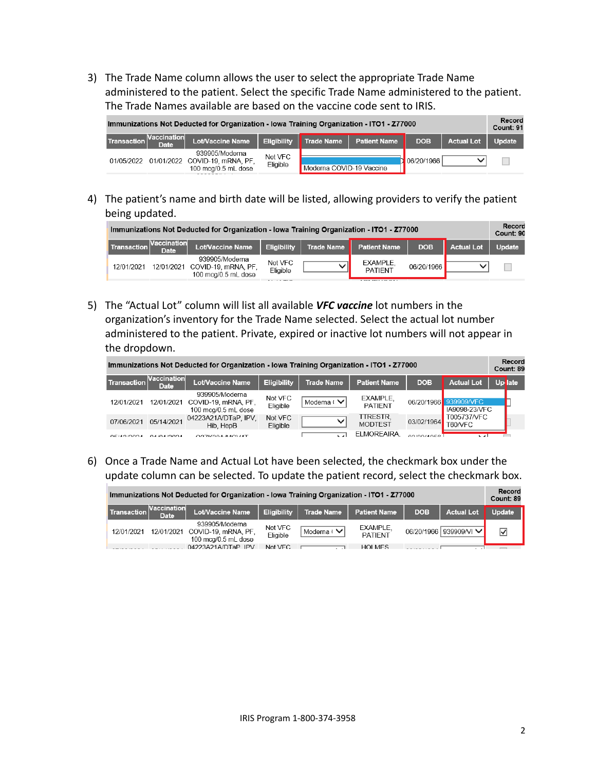3) The Trade Name column allows the user to select the appropriate Trade Name administered to the patient. Select the specific Trade Name administered to the patient. The Trade Names available are based on the vaccine code sent to IRIS.

| Immunizations Not Deducted for Organization - Iowa Training Organization - ITO1 - Z77000 | | | | | | | | | Record Count: 91 |
|---|---|---|---|---|---|---|---|---|---|
| Transaction | Vaccination Date | Lot/Vaccine Name | Eligibility | Trade Name | Patient Name | DOB | Actual Lot | Update | |
| 01/05/2022 | 01/01/2022 | 939905/Moderna COVID-19, mRNA, PF, 100 mcg/0.5 mL dose | Not VFC Eligible | Moderna COVID-19 Vaccine | | 06/20/1966 | | ☐ | |

4) The patient's name and birth date will be listed, allowing providers to verify the patient being updated.

| Immunizations Not Deducted for Organization - Iowa Training Organization - ITO1 - Z77000 | | | | | | | | | Record Count: 90 |
|---|---|---|---|---|---|---|---|---|---|
| Transaction | Vaccination Date | Lot/Vaccine Name | Eligibility | Trade Name | Patient Name | DOB | Actual Lot | Update | |
| 12/01/2021 | 12/01/2021 | 939905/Moderna COVID-19, mRNA, PF, 100 mcg/0.5 mL dose | Not VFC Eligible | | EXAMPLE, PATIENT | 06/20/1966 | | ☐ | |

5) The "Actual Lot" column will list all available ***VFC vaccine*** lot numbers in the organization's inventory for the Trade Name selected. Select the actual lot number administered to the patient. Private, expired or inactive lot numbers will not appear in the dropdown.

| Immunizations Not Deducted for Organization - Iowa Training Organization - ITO1 - Z77000 | | | | | | | | | Record Count: 89 |
|---|---|---|---|---|---|---|---|---|---|
| Transaction | Vaccination Date | Lot/Vaccine Name | Eligibility | Trade Name | Patient Name | DOB | Actual Lot | Update | |
| 12/01/2021 | 12/01/2021 | 939905/Moderna COVID-19, mRNA, PF, 100 mcg/0.5 mL dose | Not VFC Eligible | Moderna ( | EXAMPLE, PATIENT | 06/20/1966 | 939909/VFC<br>IA9098-23/VFC<br>T005737/VFC<br>T80/VFC | | |
| 07/06/2021 | 05/14/2021 | 04223A21A/DTaP, IPV, Hib, HepB | Not VFC Eligible | | TTRESTR, MODTEST | 03/02/1964 | | | |

6) Once a Trade Name and Actual Lot have been selected, the checkmark box under the update column can be selected. To update the patient record, select the checkmark box.

| Immunizations Not Deducted for Organization - Iowa Training Organization - ITO1 - Z77000 | | | | | | | | | Record Count: 89 |
|---|---|---|---|---|---|---|---|---|---|
| Transaction | Vaccination Date | Lot/Vaccine Name | Eligibility | Trade Name | Patient Name | DOB | Actual Lot | Update | |
| 12/01/2021 | 12/01/2021 | 939905/Moderna COVID-19, mRNA, PF, 100 mcg/0.5 mL dose | Not VFC Eligible | Moderna ( | EXAMPLE, PATIENT | 06/20/1966 | 939909/VI | ☑ | |

IRIS Program 1-800-374-3958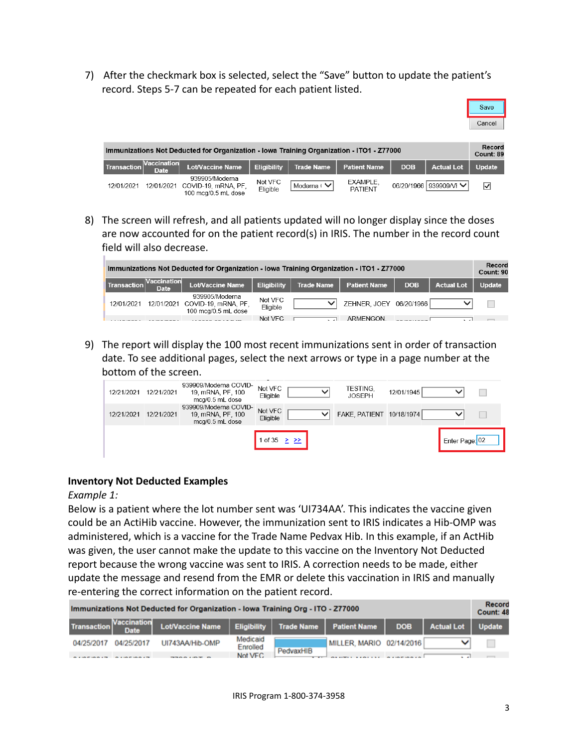7) After the checkmark box is selected, select the "Save" button to update the patient's record. Steps 5-7 can be repeated for each patient listed.

| Immunizations Not Deducted for Organization - Iowa Training Organization - ITO1 - Z77000 | | | | | | | | Record Count: 89 |
|---|---|---|---|---|---|---|---|---|
| Transaction | Vaccination Date | Lot/Vaccine Name | Eligibility | Trade Name | Patient Name | DOB | Actual Lot | Update |
| 12/01/2021 | 12/01/2021 | 939905/Moderna COVID-19, mRNA, PF, 100 mcg/0.5 mL dose | Not VFC Eligible | Moderna | EXAMPLE, PATIENT | 06/20/1966 | 939909/M | ☑ |

8) The screen will refresh, and all patients updated will no longer display since the doses are now accounted for on the patient record(s) in IRIS. The number in the record count field will also decrease.

| Immunizations Not Deducted for Organization - Iowa Training Organization - ITO1 - Z77000 | | | | | | | | Record Count: 90 |
|---|---|---|---|---|---|---|---|---|
| Transaction | Vaccination Date | Lot/Vaccine Name | Eligibility | Trade Name | Patient Name | DOB | Actual Lot | Update |
| 12/01/2021 | 12/01/2021 | 939905/Moderna COVID-19, mRNA, PF, 100 mcg/0.5 mL dose | Not VFC Eligible | | ZEHNER, JOEY | 06/20/1966 | | ☐ |

9) The report will display the 100 most recent immunizations sent in order of transaction date. To see additional pages, select the next arrows or type in a page number at the bottom of the screen.

| Transaction | Vaccination Date | Lot/Vaccine Name | Eligibility | Trade Name | Patient Name | DOB | Actual Lot | Update |
|---|---|---|---|---|---|---|---|---|
| 12/21/2021 | 12/21/2021 | 939909/Moderna COVID-19, mRNA, PF, 100 mcg/0.5 mL dose | Not VFC Eligible | | TESTING, JOSEPH | 12/01/1945 | | ☐ |
| 12/21/2021 | 12/21/2021 | 939909/Moderna COVID-19, mRNA, PF, 100 mcg/0.5 mL dose | Not VFC Eligible | | FAKE, PATIENT | 10/18/1974 | | ☐ |

1 of 35 > >> Enter Page: 02

**Inventory Not Deducted Examples**

*Example 1:*

Below is a patient where the lot number sent was 'UI734AA'. This indicates the vaccine given could be an ActiHib vaccine. However, the immunization sent to IRIS indicates a Hib-OMP was administered, which is a vaccine for the Trade Name Pedvax Hib. In this example, if an ActHib was given, the user cannot make the update to this vaccine on the Inventory Not Deducted report because the wrong vaccine was sent to IRIS. A correction needs to be made, either update the message and resend from the EMR or delete this vaccination in IRIS and manually re-entering the correct information on the patient record.

| Immunizations Not Deducted for Organization - Iowa Training Org - ITO - Z77000 | | | | | | | | Record Count: 48 |
|---|---|---|---|---|---|---|---|---|
| Transaction | Vaccination Date | Lot/Vaccine Name | Eligibility | Trade Name | Patient Name | DOB | Actual Lot | Update |
| 04/25/2017 | 04/25/2017 | UI743AA/Hib-OMP | Medicaid Enrolled | PedvaxHIB | MILLER, MARIO | 02/14/2016 | | ☐ |

IRIS Program 1-800-374-3958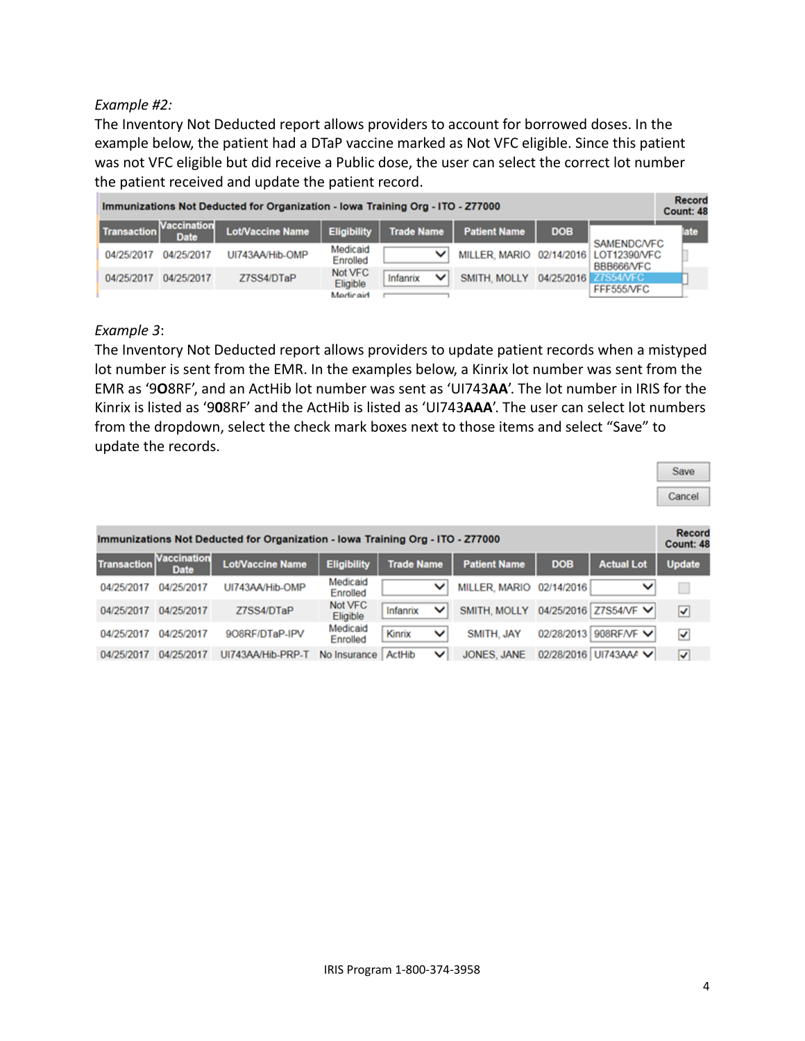*Example #2:*

The Inventory Not Deducted report allows providers to account for borrowed doses. In the example below, the patient had a DTaP vaccine marked as Not VFC eligible. Since this patient was not VFC eligible but did receive a Public dose, the user can select the correct lot number the patient received and update the patient record.

| Immunizations Not Deducted for Organization - Iowa Training Org - ITO - Z77000 | | | | | | | | Record Count: 48 |
|---|---|---|---|---|---|---|---|---|
| Transaction | Vaccination Date | Lot/Vaccine Name | Eligibility | Trade Name | Patient Name | DOB | | ...ate |
| 04/25/2017 | 04/25/2017 | UI743AA/Hib-OMP | Medicaid Enrolled | | MILLER, MARIO | 02/14/2016 | SAMENDC/VFC<br>LOT12390/VFC<br>BBB666/VFC<br>Z7S54/VFC<br>FFF555/VFC | |
| 04/25/2017 | 04/25/2017 | Z7SS4/DTaP | Not VFC Eligible | Infanrix | SMITH, MOLLY | 04/25/2016 | | |
| | | | Medicaid | | | | | |

*Example 3*:

The Inventory Not Deducted report allows providers to update patient records when a mistyped lot number is sent from the EMR. In the examples below, a Kinrix lot number was sent from the EMR as '9**O**8RF', and an ActHib lot number was sent as 'UI743**AA**'. The lot number in IRIS for the Kinrix is listed as '9**0**8RF' and the ActHib is listed as 'UI743**AAA**'. The user can select lot numbers from the dropdown, select the check mark boxes next to those items and select "Save" to update the records.

Save

Cancel

| Immunizations Not Deducted for Organization - Iowa Training Org - ITO - Z77000 | | | | | | | | Record Count: 48 |
|---|---|---|---|---|---|---|---|---|
| Transaction | Vaccination Date | Lot/Vaccine Name | Eligibility | Trade Name | Patient Name | DOB | Actual Lot | Update |
| 04/25/2017 | 04/25/2017 | UI743AA/Hib-OMP | Medicaid Enrolled | | MILLER, MARIO | 02/14/2016 | | ☐ |
| 04/25/2017 | 04/25/2017 | Z7SS4/DTaP | Not VFC Eligible | Infanrix | SMITH, MOLLY | 04/25/2016 | Z7S54/VF | ☑ |
| 04/25/2017 | 04/25/2017 | 9O8RF/DTaP-IPV | Medicaid Enrolled | Kinrix | SMITH, JAY | 02/28/2013 | 908RF/VF | ☑ |
| 04/25/2017 | 04/25/2017 | UI743AA/Hib-PRP-T | No Insurance | ActHib | JONES, JANE | 02/28/2016 | UI743AA | ☑ |

IRIS Program 1-800-374-3958